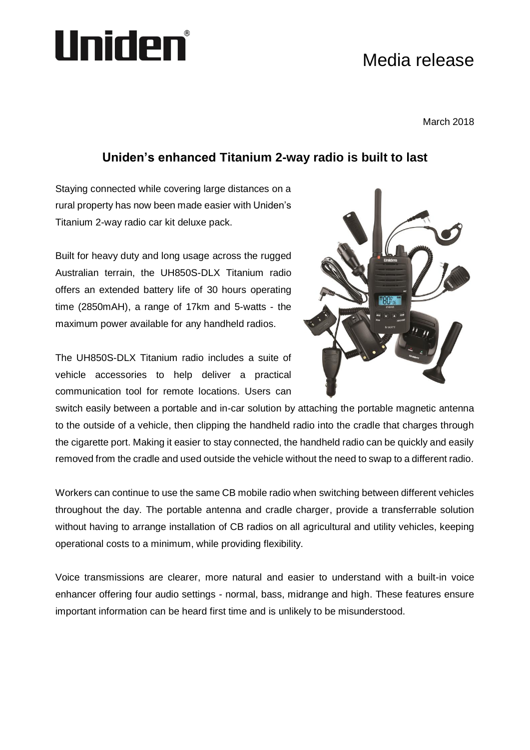Uniden®

Media release

March 2018

## Uniden's enhanced Titanium 2-way radio is built to last

Staying connected while covering large distances on a rural property has now been made easier with Uniden's Titanium 2-way radio car kit deluxe pack.

Built for heavy duty and long usage across the rugged Australian terrain, the UH850S-DLX Titanium radio offers an extended battery life of 30 hours operating time (2850mAH), a range of 17km and 5-watts - the maximum power available for any handheld radios.

The UH850S-DLX Titanium radio includes a suite of vehicle accessories to help deliver a practical communication tool for remote locations. Users can switch easily between a portable and in-car solution by attaching the portable magnetic antenna to the outside of a vehicle, then clipping the handheld radio into the cradle that charges through the cigarette port. Making it easier to stay connected, the handheld radio can be quickly and easily removed from the cradle and used outside the vehicle without the need to swap to a different radio.

Workers can continue to use the same CB mobile radio when switching between different vehicles throughout the day. The portable antenna and cradle charger, provide a transferrable solution without having to arrange installation of CB radios on all agricultural and utility vehicles, keeping operational costs to a minimum, while providing flexibility.

Voice transmissions are clearer, more natural and easier to understand with a built-in voice enhancer offering four audio settings - normal, bass, midrange and high. These features ensure important information can be heard first time and is unlikely to be misunderstood.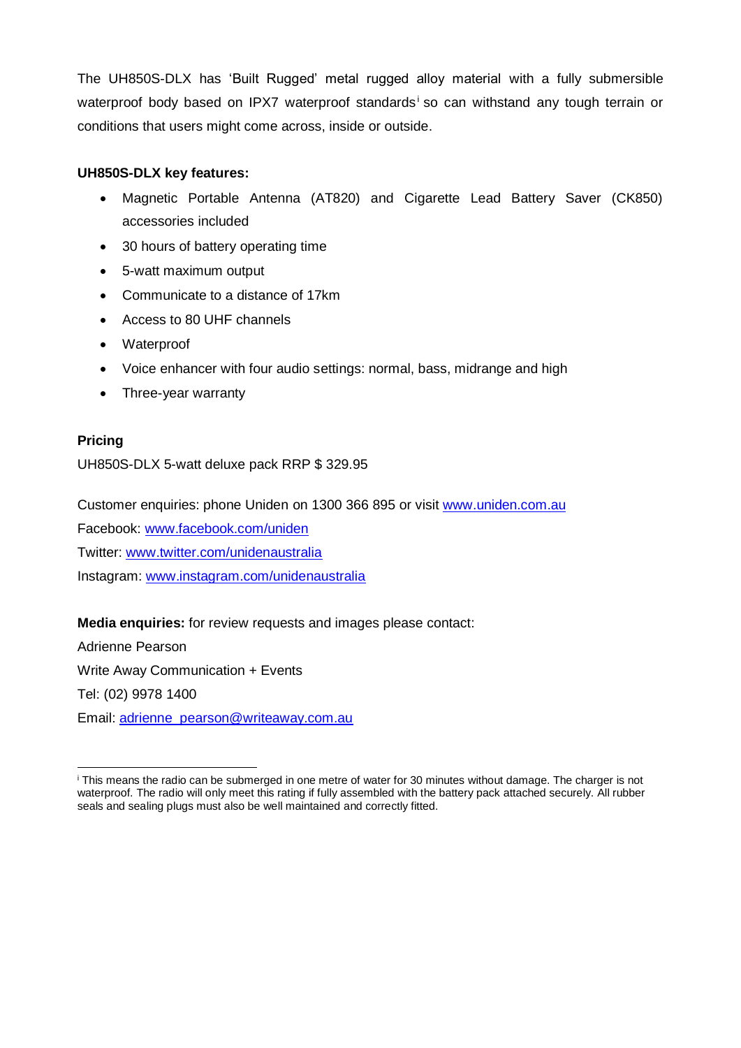The UH850S-DLX has 'Built Rugged' metal rugged alloy material with a fully submersible waterproof body based on IPX7 waterproof standards[i] so can withstand any tough terrain or conditions that users might come across, inside or outside.

**UH850S-DLX key features:**

- Magnetic Portable Antenna (AT820) and Cigarette Lead Battery Saver (CK850) accessories included
- 30 hours of battery operating time
- 5-watt maximum output
- Communicate to a distance of 17km
- Access to 80 UHF channels
- Waterproof
- Voice enhancer with four audio settings: normal, bass, midrange and high
- Three-year warranty

**Pricing**

UH850S-DLX 5-watt deluxe pack RRP $ 329.95

Customer enquiries: phone Uniden on 1300 366 895 or visit www.uniden.com.au
Facebook: www.facebook.com/uniden
Twitter: www.twitter.com/unidenaustralia
Instagram: www.instagram.com/unidenaustralia

**Media enquiries:** for review requests and images please contact:
Adrienne Pearson
Write Away Communication + Events
Tel: (02) 9978 1400
Email: adrienne_pearson@writeaway.com.au

---

[i] This means the radio can be submerged in one metre of water for 30 minutes without damage. The charger is not waterproof. The radio will only meet this rating if fully assembled with the battery pack attached securely. All rubber seals and sealing plugs must also be well maintained and correctly fitted.